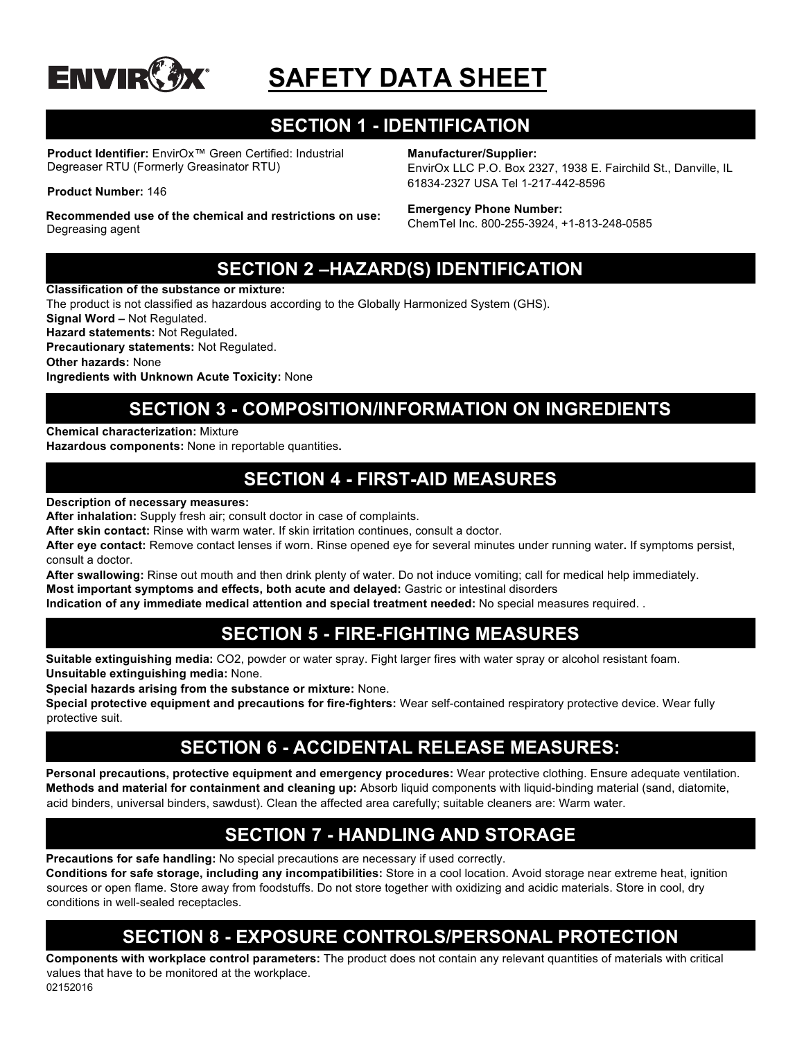# SAFETY DATA SHEET

## SECTION 1 - IDENTIFICATION

**Product Identifier:** EnvirOx™ Green Certified: Industrial Degreaser RTU (Formerly Greasinator RTU)

**Product Number:** 146

**Recommended use of the chemical and restrictions on use:** Degreasing agent

**Manufacturer/Supplier:**
EnvirOx LLC P.O. Box 2327, 1938 E. Fairchild St., Danville, IL 61834-2327 USA Tel 1-217-442-8596

**Emergency Phone Number:**
ChemTel Inc. 800-255-3924, +1-813-248-0585

## SECTION 2 –HAZARD(S) IDENTIFICATION

**Classification of the substance or mixture:**
The product is not classified as hazardous according to the Globally Harmonized System (GHS).
**Signal Word –** Not Regulated.
**Hazard statements:** Not Regulated**.**
**Precautionary statements:** Not Regulated.
**Other hazards:** None
**Ingredients with Unknown Acute Toxicity:** None

## SECTION 3 - COMPOSITION/INFORMATION ON INGREDIENTS

**Chemical characterization:** Mixture
**Hazardous components:** None in reportable quantities**.**

## SECTION 4 - FIRST-AID MEASURES

**Description of necessary measures:**
**After inhalation:** Supply fresh air; consult doctor in case of complaints.
**After skin contact:** Rinse with warm water. If skin irritation continues, consult a doctor.
**After eye contact:** Remove contact lenses if worn. Rinse opened eye for several minutes under running water**.** If symptoms persist, consult a doctor.
**After swallowing:** Rinse out mouth and then drink plenty of water. Do not induce vomiting; call for medical help immediately.
**Most important symptoms and effects, both acute and delayed:** Gastric or intestinal disorders
**Indication of any immediate medical attention and special treatment needed:** No special measures required. .

## SECTION 5 - FIRE-FIGHTING MEASURES

**Suitable extinguishing media:** CO2, powder or water spray. Fight larger fires with water spray or alcohol resistant foam.
**Unsuitable extinguishing media:** None.
**Special hazards arising from the substance or mixture:** None.
**Special protective equipment and precautions for fire-fighters:** Wear self-contained respiratory protective device. Wear fully protective suit.

## SECTION 6 - ACCIDENTAL RELEASE MEASURES:

**Personal precautions, protective equipment and emergency procedures:** Wear protective clothing. Ensure adequate ventilation.
**Methods and material for containment and cleaning up:** Absorb liquid components with liquid-binding material (sand, diatomite, acid binders, universal binders, sawdust). Clean the affected area carefully; suitable cleaners are: Warm water.

## SECTION 7 - HANDLING AND STORAGE

**Precautions for safe handling:** No special precautions are necessary if used correctly.
**Conditions for safe storage, including any incompatibilities:** Store in a cool location. Avoid storage near extreme heat, ignition sources or open flame. Store away from foodstuffs. Do not store together with oxidizing and acidic materials. Store in cool, dry conditions in well-sealed receptacles.

## SECTION 8 - EXPOSURE CONTROLS/PERSONAL PROTECTION

**Components with workplace control parameters:** The product does not contain any relevant quantities of materials with critical values that have to be monitored at the workplace.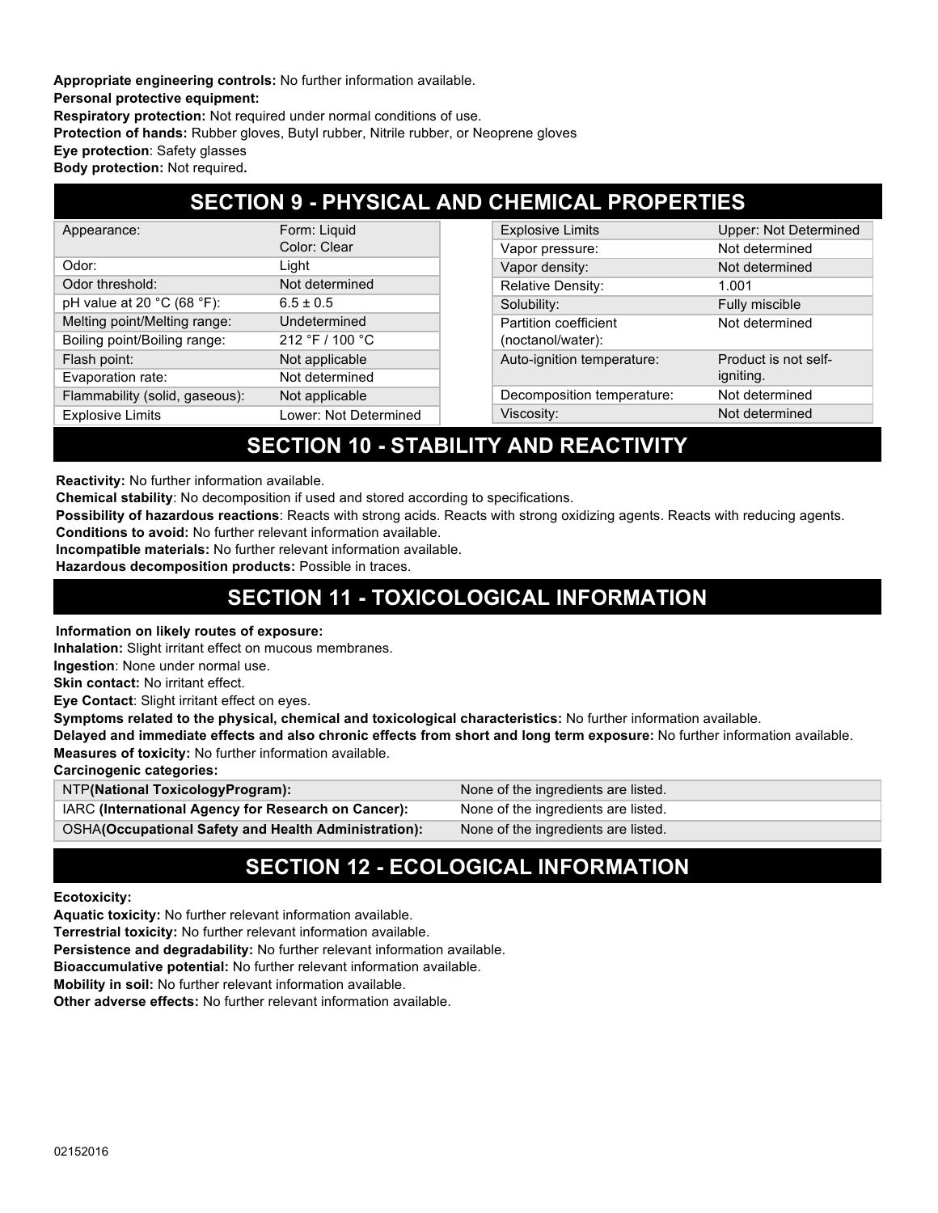**Appropriate engineering controls:** No further information available.

**Personal protective equipment:**

**Respiratory protection:** Not required under normal conditions of use.

**Protection of hands:** Rubber gloves, Butyl rubber, Nitrile rubber, or Neoprene gloves

**Eye protection**: Safety glasses

**Body protection:** Not required**.**

## SECTION 9 - PHYSICAL AND CHEMICAL PROPERTIES

| | |
|---|---|
| Appearance: | Form: Liquid<br>Color: Clear |
| Odor: | Light |
| Odor threshold: | Not determined |
| pH value at 20 °C (68 °F): | 6.5 ± 0.5 |
| Melting point/Melting range: | Undetermined |
| Boiling point/Boiling range: | 212 °F / 100 °C |
| Flash point: | Not applicable |
| Evaporation rate: | Not determined |
| Flammability (solid, gaseous): | Not applicable |
| Explosive Limits | Lower: Not Determined |

| | |
|---|---|
| Explosive Limits | Upper: Not Determined |
| Vapor pressure: | Not determined |
| Vapor density: | Not determined |
| Relative Density: | 1.001 |
| Solubility: | Fully miscible |
| Partition coefficient (noctanol/water): | Not determined |
| Auto-ignition temperature: | Product is not self-igniting. |
| Decomposition temperature: | Not determined |
| Viscosity: | Not determined |

## SECTION 10 - STABILITY AND REACTIVITY

**Reactivity:** No further information available.

**Chemical stability**: No decomposition if used and stored according to specifications.

**Possibility of hazardous reactions**: Reacts with strong acids. Reacts with strong oxidizing agents. Reacts with reducing agents.

**Conditions to avoid:** No further relevant information available.

**Incompatible materials:** No further relevant information available.

**Hazardous decomposition products:** Possible in traces.

## SECTION 11 - TOXICOLOGICAL INFORMATION

**Information on likely routes of exposure:**

**Inhalation:** Slight irritant effect on mucous membranes.

**Ingestion**: None under normal use.

**Skin contact:** No irritant effect.

**Eye Contact**: Slight irritant effect on eyes.

**Symptoms related to the physical, chemical and toxicological characteristics:** No further information available.

**Delayed and immediate effects and also chronic effects from short and long term exposure:** No further information available.

**Measures of toxicity:** No further information available.

**Carcinogenic categories:**

| | |
|---|---|
| NTP**(National ToxicologyProgram):** | None of the ingredients are listed. |
| IARC **(International Agency for Research on Cancer):** | None of the ingredients are listed. |
| OSHA**(Occupational Safety and Health Administration):** | None of the ingredients are listed. |

## SECTION 12 - ECOLOGICAL INFORMATION

**Ecotoxicity:**

**Aquatic toxicity:** No further relevant information available.

**Terrestrial toxicity:** No further relevant information available.

**Persistence and degradability:** No further relevant information available.

**Bioaccumulative potential:** No further relevant information available.

**Mobility in soil:** No further relevant information available.

**Other adverse effects:** No further relevant information available.

02152016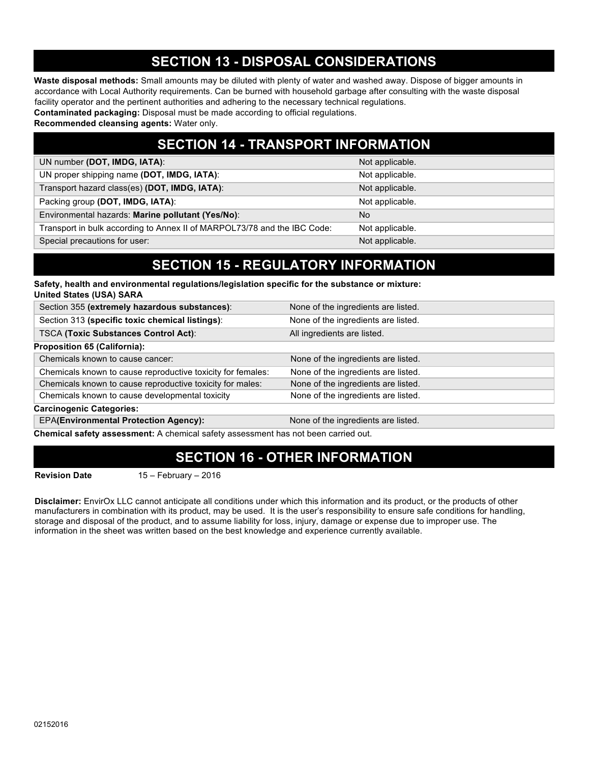## SECTION 13 - DISPOSAL CONSIDERATIONS

**Waste disposal methods:** Small amounts may be diluted with plenty of water and washed away. Dispose of bigger amounts in accordance with Local Authority requirements. Can be burned with household garbage after consulting with the waste disposal facility operator and the pertinent authorities and adhering to the necessary technical regulations.

**Contaminated packaging:** Disposal must be made according to official regulations.

**Recommended cleansing agents:** Water only.

## SECTION 14 - TRANSPORT INFORMATION

| | |
|---|---|
| UN number **(DOT, IMDG, IATA)**: | Not applicable. |
| UN proper shipping name **(DOT, IMDG, IATA)**: | Not applicable. |
| Transport hazard class(es) **(DOT, IMDG, IATA)**: | Not applicable. |
| Packing group **(DOT, IMDG, IATA)**: | Not applicable. |
| Environmental hazards: **Marine pollutant (Yes/No)**: | No |
| Transport in bulk according to Annex II of MARPOL73/78 and the IBC Code: | Not applicable. |
| Special precautions for user: | Not applicable. |

## SECTION 15 - REGULATORY INFORMATION

**Safety, health and environmental regulations/legislation specific for the substance or mixture:**

**United States (USA) SARA**

| | |
|---|---|
| Section 355 **(extremely hazardous substances)**: | None of the ingredients are listed. |
| Section 313 **(specific toxic chemical listings)**: | None of the ingredients are listed. |
| TSCA **(Toxic Substances Control Act)**: | All ingredients are listed. |

**Proposition 65 (California):**

| | |
|---|---|
| Chemicals known to cause cancer: | None of the ingredients are listed. |
| Chemicals known to cause reproductive toxicity for females: | None of the ingredients are listed. |
| Chemicals known to cause reproductive toxicity for males: | None of the ingredients are listed. |
| Chemicals known to cause developmental toxicity | None of the ingredients are listed. |

**Carcinogenic Categories:**

| | |
|---|---|
| EPA**(Environmental Protection Agency):** | None of the ingredients are listed. |

**Chemical safety assessment:** A chemical safety assessment has not been carried out.

## SECTION 16 - OTHER INFORMATION

**Revision Date** 15 – February – 2016

**Disclaimer:** EnvirOx LLC cannot anticipate all conditions under which this information and its product, or the products of other manufacturers in combination with its product, may be used. It is the user's responsibility to ensure safe conditions for handling, storage and disposal of the product, and to assume liability for loss, injury, damage or expense due to improper use. The information in the sheet was written based on the best knowledge and experience currently available.